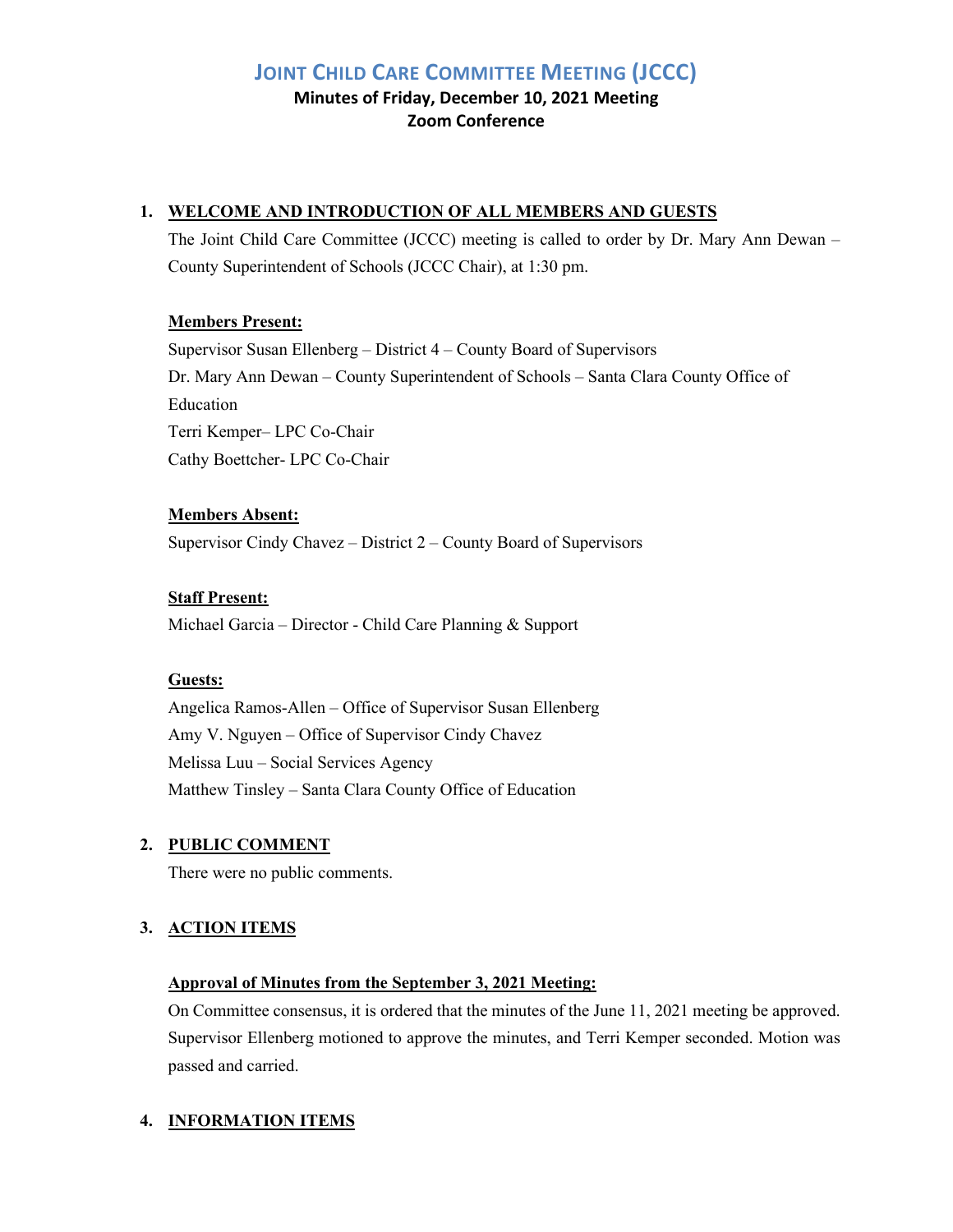# JOINT CHILD CARE COMMITTEE MEETING (JCCC)

**Minutes of Friday, December 10, 2021 Meeting**
**Zoom Conference**

1. **WELCOME AND INTRODUCTION OF ALL MEMBERS AND GUESTS**

   The Joint Child Care Committee (JCCC) meeting is called to order by Dr. Mary Ann Dewan – County Superintendent of Schools (JCCC Chair), at 1:30 pm.

   **Members Present:**

   Supervisor Susan Ellenberg – District 4 – County Board of Supervisors
   Dr. Mary Ann Dewan – County Superintendent of Schools – Santa Clara County Office of Education
   Terri Kemper– LPC Co-Chair
   Cathy Boettcher- LPC Co-Chair

   **Members Absent:**

   Supervisor Cindy Chavez – District 2 – County Board of Supervisors

   **Staff Present:**

   Michael Garcia – Director - Child Care Planning & Support

   **Guests:**

   Angelica Ramos-Allen – Office of Supervisor Susan Ellenberg
   Amy V. Nguyen – Office of Supervisor Cindy Chavez
   Melissa Luu – Social Services Agency
   Matthew Tinsley – Santa Clara County Office of Education

2. **PUBLIC COMMENT**

   There were no public comments.

3. **ACTION ITEMS**

   **Approval of Minutes from the September 3, 2021 Meeting:**

   On Committee consensus, it is ordered that the minutes of the June 11, 2021 meeting be approved. Supervisor Ellenberg motioned to approve the minutes, and Terri Kemper seconded. Motion was passed and carried.

4. **INFORMATION ITEMS**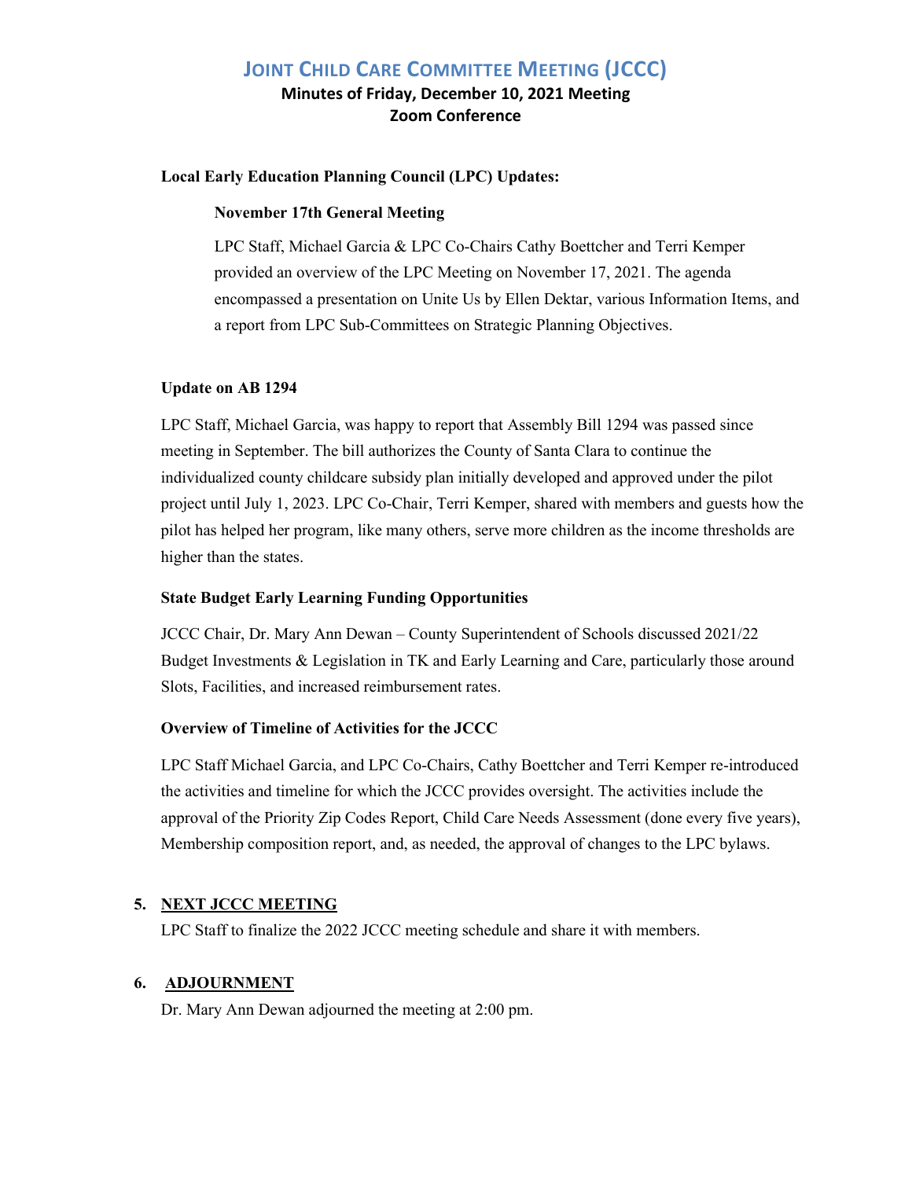# JOINT CHILD CARE COMMITTEE MEETING (JCCC)

**Minutes of Friday, December 10, 2021 Meeting**
**Zoom Conference**

**Local Early Education Planning Council (LPC) Updates:**

**November 17th General Meeting**

LPC Staff, Michael Garcia & LPC Co-Chairs Cathy Boettcher and Terri Kemper provided an overview of the LPC Meeting on November 17, 2021. The agenda encompassed a presentation on Unite Us by Ellen Dektar, various Information Items, and a report from LPC Sub-Committees on Strategic Planning Objectives.

**Update on AB 1294**

LPC Staff, Michael Garcia, was happy to report that Assembly Bill 1294 was passed since meeting in September. The bill authorizes the County of Santa Clara to continue the individualized county childcare subsidy plan initially developed and approved under the pilot project until July 1, 2023. LPC Co-Chair, Terri Kemper, shared with members and guests how the pilot has helped her program, like many others, serve more children as the income thresholds are higher than the states.

**State Budget Early Learning Funding Opportunities**

JCCC Chair, Dr. Mary Ann Dewan – County Superintendent of Schools discussed 2021/22 Budget Investments & Legislation in TK and Early Learning and Care, particularly those around Slots, Facilities, and increased reimbursement rates.

**Overview of Timeline of Activities for the JCCC**

LPC Staff Michael Garcia, and LPC Co-Chairs, Cathy Boettcher and Terri Kemper re-introduced the activities and timeline for which the JCCC provides oversight. The activities include the approval of the Priority Zip Codes Report, Child Care Needs Assessment (done every five years), Membership composition report, and, as needed, the approval of changes to the LPC bylaws.

5. **NEXT JCCC MEETING**

   LPC Staff to finalize the 2022 JCCC meeting schedule and share it with members.

6. **ADJOURNMENT**

   Dr. Mary Ann Dewan adjourned the meeting at 2:00 pm.